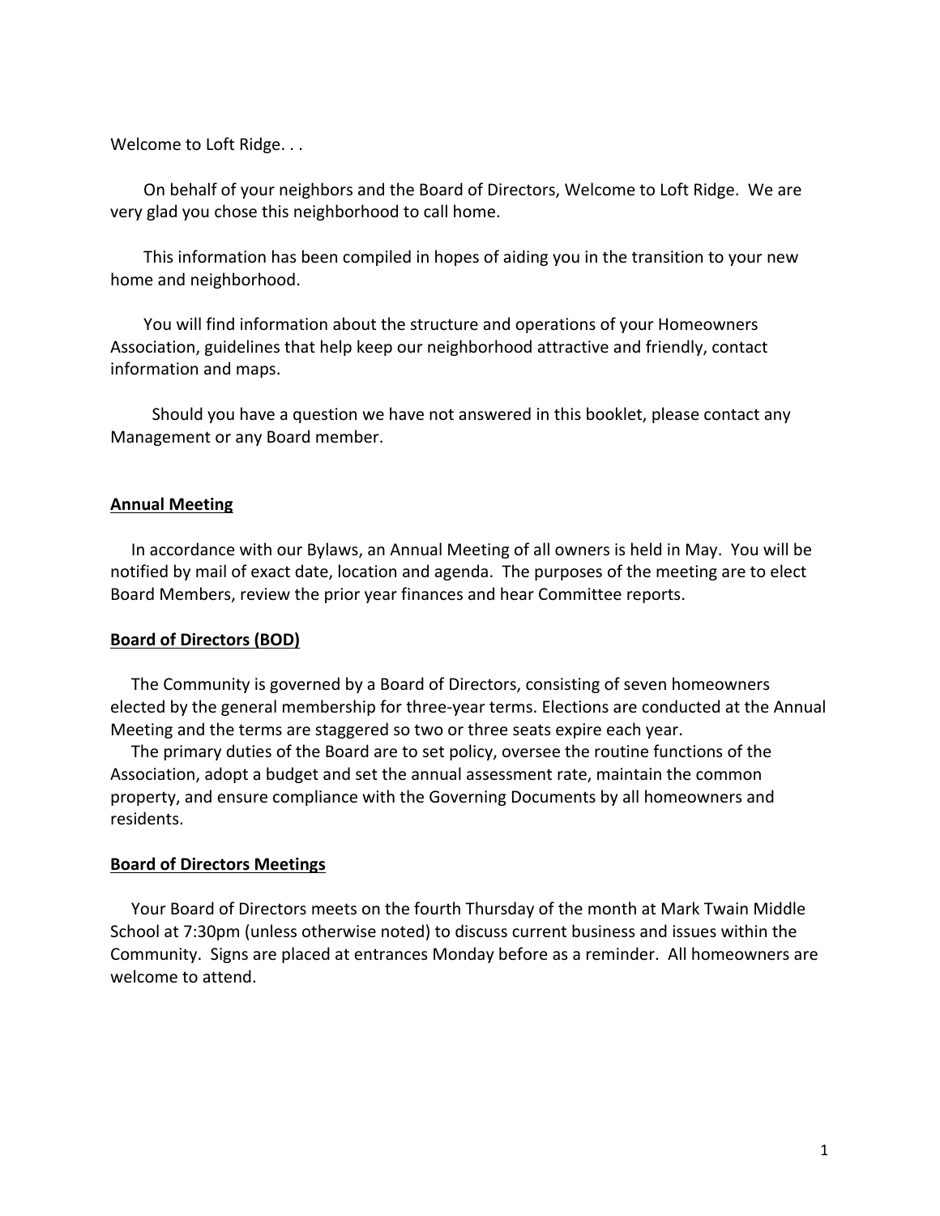Welcome to Loft Ridge. . .

On behalf of your neighbors and the Board of Directors, Welcome to Loft Ridge. We are very glad you chose this neighborhood to call home.

This information has been compiled in hopes of aiding you in the transition to your new home and neighborhood.

You will find information about the structure and operations of your Homeowners Association, guidelines that help keep our neighborhood attractive and friendly, contact information and maps.

Should you have a question we have not answered in this booklet, please contact any Management or any Board member.

## Annual Meeting

In accordance with our Bylaws, an Annual Meeting of all owners is held in May. You will be notified by mail of exact date, location and agenda. The purposes of the meeting are to elect Board Members, review the prior year finances and hear Committee reports.

## Board of Directors (BOD)

The Community is governed by a Board of Directors, consisting of seven homeowners elected by the general membership for three-year terms. Elections are conducted at the Annual Meeting and the terms are staggered so two or three seats expire each year.

The primary duties of the Board are to set policy, oversee the routine functions of the Association, adopt a budget and set the annual assessment rate, maintain the common property, and ensure compliance with the Governing Documents by all homeowners and residents.

## Board of Directors Meetings

Your Board of Directors meets on the fourth Thursday of the month at Mark Twain Middle School at 7:30pm (unless otherwise noted) to discuss current business and issues within the Community. Signs are placed at entrances Monday before as a reminder. All homeowners are welcome to attend.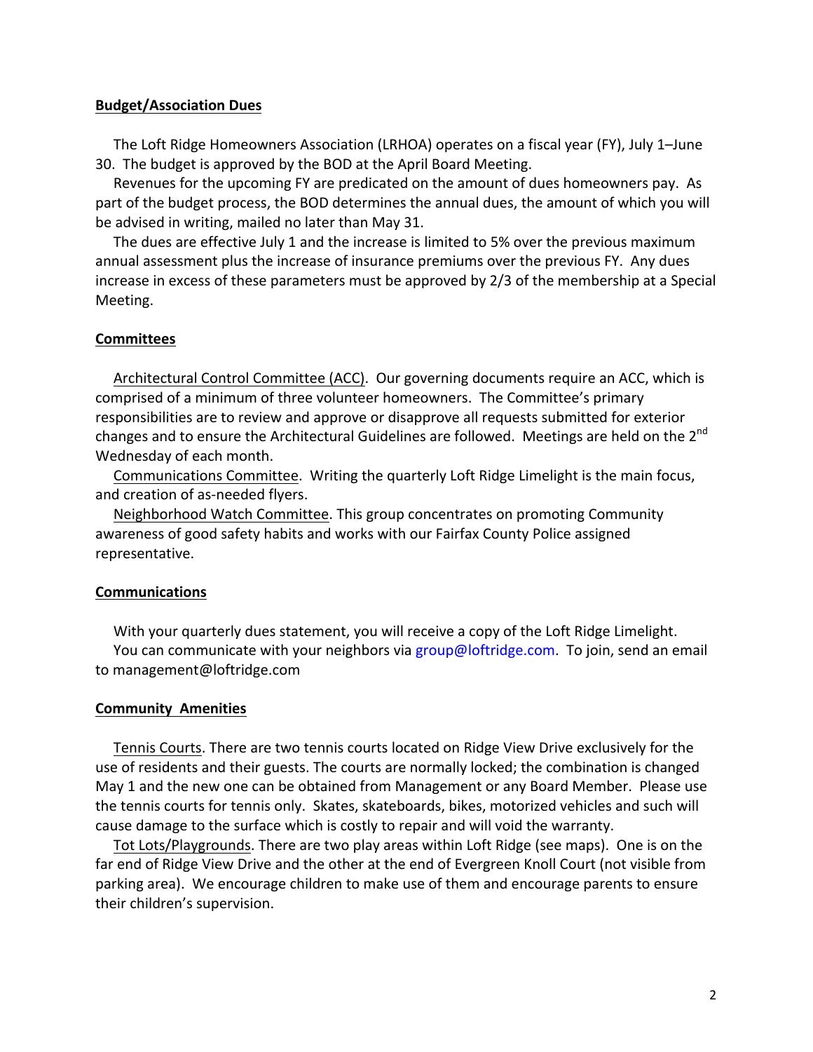## Budget/Association Dues

The Loft Ridge Homeowners Association (LRHOA) operates on a fiscal year (FY), July 1–June 30. The budget is approved by the BOD at the April Board Meeting.

Revenues for the upcoming FY are predicated on the amount of dues homeowners pay. As part of the budget process, the BOD determines the annual dues, the amount of which you will be advised in writing, mailed no later than May 31.

The dues are effective July 1 and the increase is limited to 5% over the previous maximum annual assessment plus the increase of insurance premiums over the previous FY. Any dues increase in excess of these parameters must be approved by 2/3 of the membership at a Special Meeting.

## Committees

Architectural Control Committee (ACC). Our governing documents require an ACC, which is comprised of a minimum of three volunteer homeowners. The Committee's primary responsibilities are to review and approve or disapprove all requests submitted for exterior changes and to ensure the Architectural Guidelines are followed. Meetings are held on the 2nd Wednesday of each month.

Communications Committee. Writing the quarterly Loft Ridge Limelight is the main focus, and creation of as-needed flyers.

Neighborhood Watch Committee. This group concentrates on promoting Community awareness of good safety habits and works with our Fairfax County Police assigned representative.

## Communications

With your quarterly dues statement, you will receive a copy of the Loft Ridge Limelight.

You can communicate with your neighbors via group@loftridge.com. To join, send an email to management@loftridge.com

## Community Amenities

Tennis Courts. There are two tennis courts located on Ridge View Drive exclusively for the use of residents and their guests. The courts are normally locked; the combination is changed May 1 and the new one can be obtained from Management or any Board Member. Please use the tennis courts for tennis only. Skates, skateboards, bikes, motorized vehicles and such will cause damage to the surface which is costly to repair and will void the warranty.

Tot Lots/Playgrounds. There are two play areas within Loft Ridge (see maps). One is on the far end of Ridge View Drive and the other at the end of Evergreen Knoll Court (not visible from parking area). We encourage children to make use of them and encourage parents to ensure their children's supervision.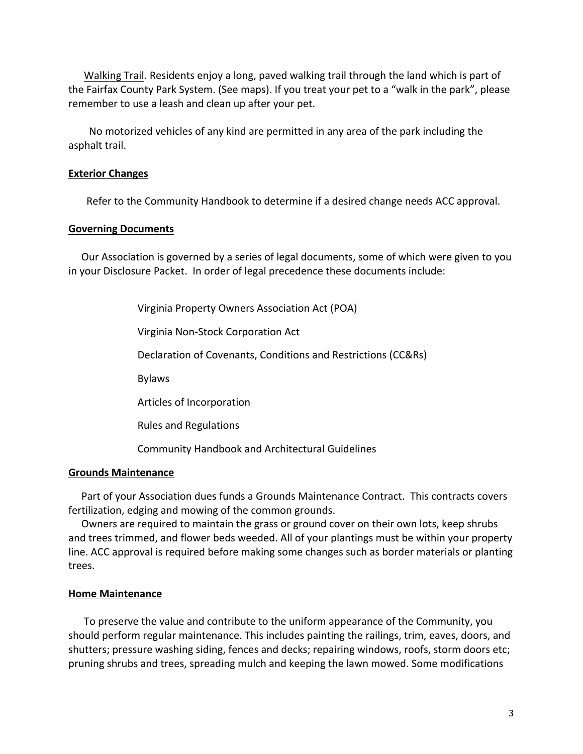Walking Trail. Residents enjoy a long, paved walking trail through the land which is part of the Fairfax County Park System. (See maps). If you treat your pet to a "walk in the park", please remember to use a leash and clean up after your pet.

No motorized vehicles of any kind are permitted in any area of the park including the asphalt trail.

**Exterior Changes**

Refer to the Community Handbook to determine if a desired change needs ACC approval.

**Governing Documents**

Our Association is governed by a series of legal documents, some of which were given to you in your Disclosure Packet. In order of legal precedence these documents include:

Virginia Property Owners Association Act (POA)

Virginia Non-Stock Corporation Act

Declaration of Covenants, Conditions and Restrictions (CC&Rs)

Bylaws

Articles of Incorporation

Rules and Regulations

Community Handbook and Architectural Guidelines

**Grounds Maintenance**

Part of your Association dues funds a Grounds Maintenance Contract. This contracts covers fertilization, edging and mowing of the common grounds.

Owners are required to maintain the grass or ground cover on their own lots, keep shrubs and trees trimmed, and flower beds weeded. All of your plantings must be within your property line. ACC approval is required before making some changes such as border materials or planting trees.

**Home Maintenance**

To preserve the value and contribute to the uniform appearance of the Community, you should perform regular maintenance. This includes painting the railings, trim, eaves, doors, and shutters; pressure washing siding, fences and decks; repairing windows, roofs, storm doors etc; pruning shrubs and trees, spreading mulch and keeping the lawn mowed. Some modifications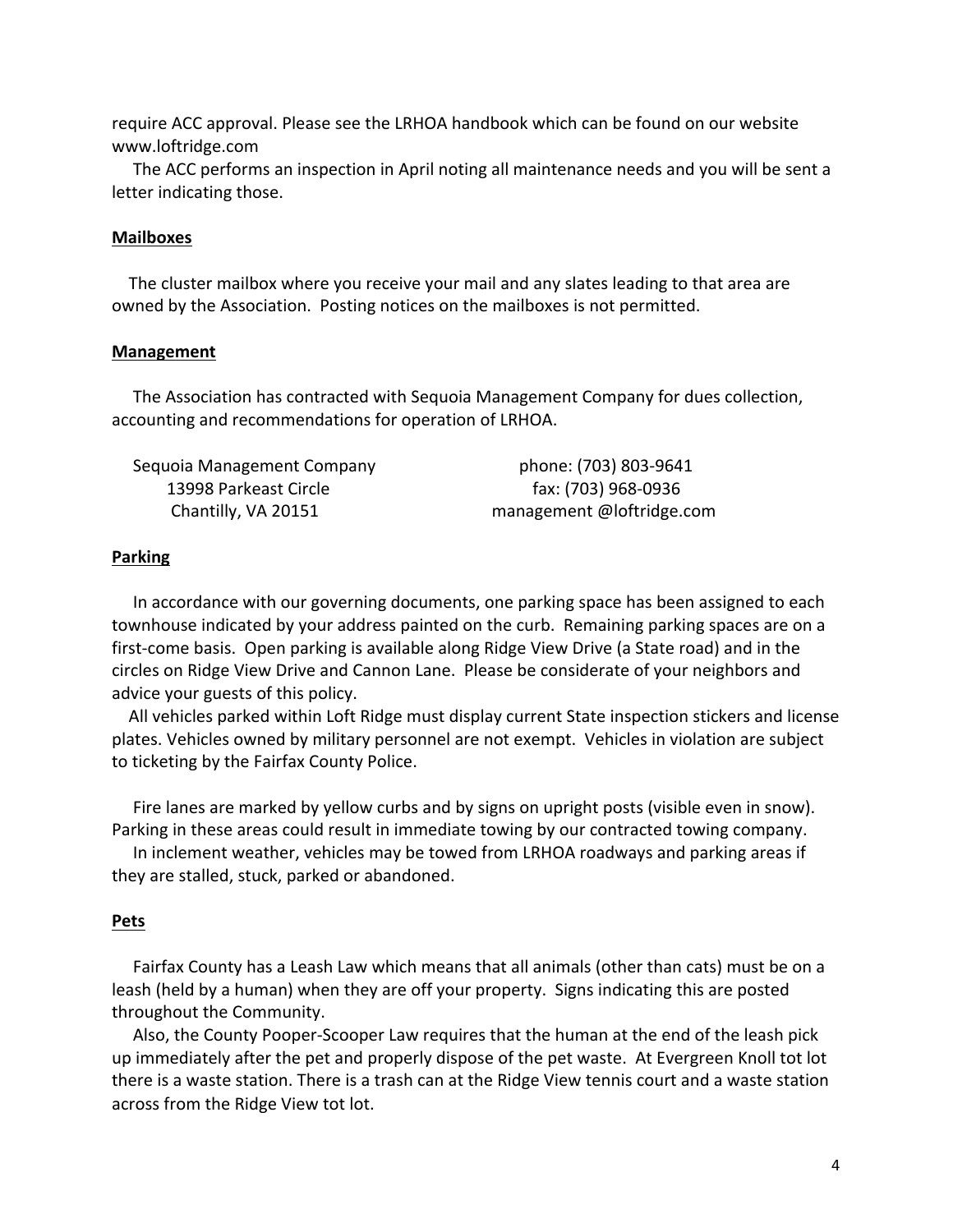require ACC approval. Please see the LRHOA handbook which can be found on our website www.loftridge.com

The ACC performs an inspection in April noting all maintenance needs and you will be sent a letter indicating those.

**Mailboxes**

The cluster mailbox where you receive your mail and any slates leading to that area are owned by the Association. Posting notices on the mailboxes is not permitted.

**Management**

The Association has contracted with Sequoia Management Company for dues collection, accounting and recommendations for operation of LRHOA.

| | |
|---|---|
| Sequoia Management Company | phone: (703) 803-9641 |
| 13998 Parkeast Circle | fax: (703) 968-0936 |
| Chantilly, VA 20151 | management @loftridge.com |

**Parking**

In accordance with our governing documents, one parking space has been assigned to each townhouse indicated by your address painted on the curb. Remaining parking spaces are on a first-come basis. Open parking is available along Ridge View Drive (a State road) and in the circles on Ridge View Drive and Cannon Lane. Please be considerate of your neighbors and advice your guests of this policy.

All vehicles parked within Loft Ridge must display current State inspection stickers and license plates. Vehicles owned by military personnel are not exempt. Vehicles in violation are subject to ticketing by the Fairfax County Police.

Fire lanes are marked by yellow curbs and by signs on upright posts (visible even in snow). Parking in these areas could result in immediate towing by our contracted towing company.

In inclement weather, vehicles may be towed from LRHOA roadways and parking areas if they are stalled, stuck, parked or abandoned.

**Pets**

Fairfax County has a Leash Law which means that all animals (other than cats) must be on a leash (held by a human) when they are off your property. Signs indicating this are posted throughout the Community.

Also, the County Pooper-Scooper Law requires that the human at the end of the leash pick up immediately after the pet and properly dispose of the pet waste. At Evergreen Knoll tot lot there is a waste station. There is a trash can at the Ridge View tennis court and a waste station across from the Ridge View tot lot.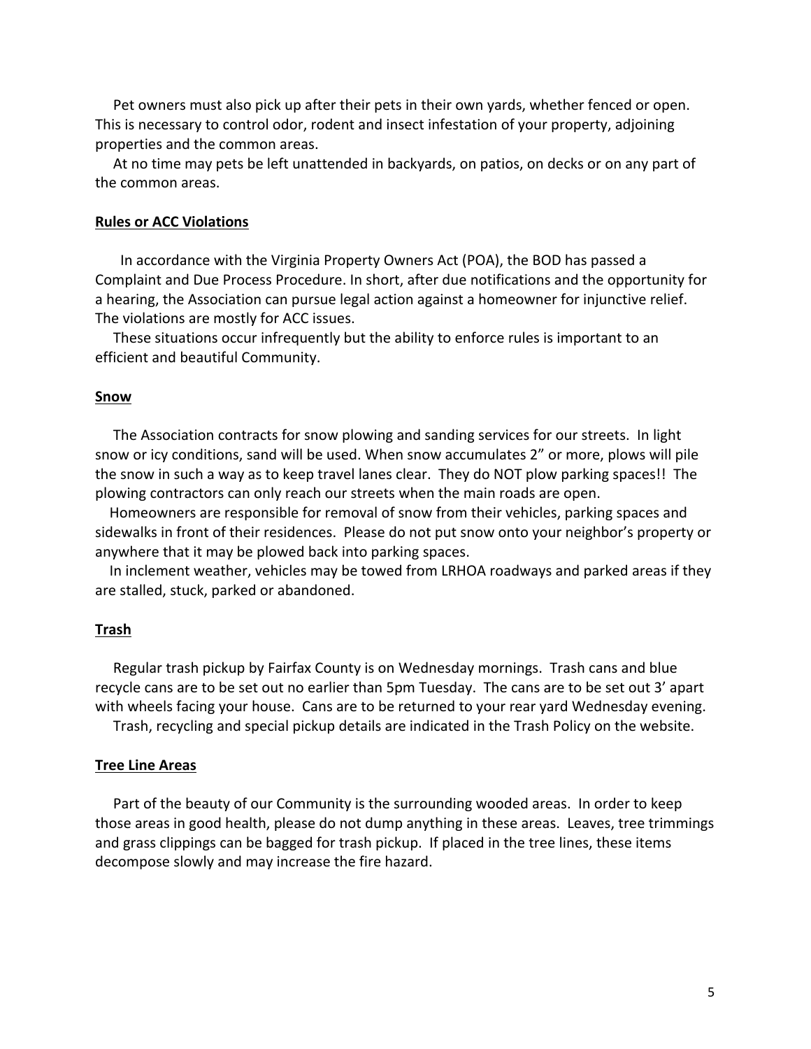Pet owners must also pick up after their pets in their own yards, whether fenced or open. This is necessary to control odor, rodent and insect infestation of your property, adjoining properties and the common areas.

At no time may pets be left unattended in backyards, on patios, on decks or on any part of the common areas.

## Rules or ACC Violations

In accordance with the Virginia Property Owners Act (POA), the BOD has passed a Complaint and Due Process Procedure. In short, after due notifications and the opportunity for a hearing, the Association can pursue legal action against a homeowner for injunctive relief. The violations are mostly for ACC issues.

These situations occur infrequently but the ability to enforce rules is important to an efficient and beautiful Community.

## Snow

The Association contracts for snow plowing and sanding services for our streets. In light snow or icy conditions, sand will be used. When snow accumulates 2" or more, plows will pile the snow in such a way as to keep travel lanes clear. They do NOT plow parking spaces!! The plowing contractors can only reach our streets when the main roads are open.

Homeowners are responsible for removal of snow from their vehicles, parking spaces and sidewalks in front of their residences. Please do not put snow onto your neighbor's property or anywhere that it may be plowed back into parking spaces.

In inclement weather, vehicles may be towed from LRHOA roadways and parked areas if they are stalled, stuck, parked or abandoned.

## Trash

Regular trash pickup by Fairfax County is on Wednesday mornings. Trash cans and blue recycle cans are to be set out no earlier than 5pm Tuesday. The cans are to be set out 3' apart with wheels facing your house. Cans are to be returned to your rear yard Wednesday evening.

Trash, recycling and special pickup details are indicated in the Trash Policy on the website.

## Tree Line Areas

Part of the beauty of our Community is the surrounding wooded areas. In order to keep those areas in good health, please do not dump anything in these areas. Leaves, tree trimmings and grass clippings can be bagged for trash pickup. If placed in the tree lines, these items decompose slowly and may increase the fire hazard.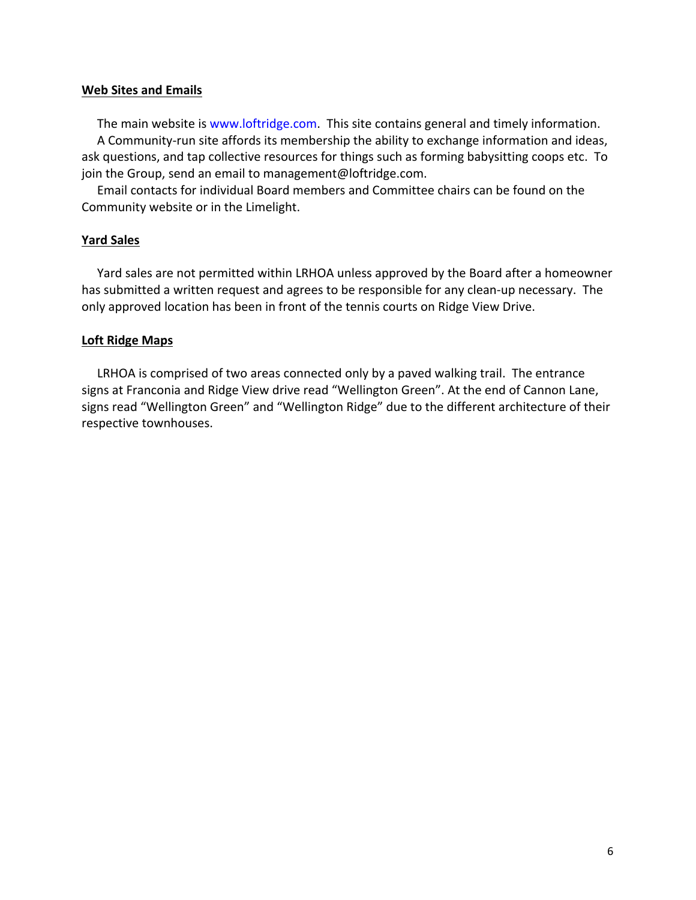## Web Sites and Emails

The main website is www.loftridge.com. This site contains general and timely information.

A Community-run site affords its membership the ability to exchange information and ideas, ask questions, and tap collective resources for things such as forming babysitting coops etc. To join the Group, send an email to management@loftridge.com.

Email contacts for individual Board members and Committee chairs can be found on the Community website or in the Limelight.

## Yard Sales

Yard sales are not permitted within LRHOA unless approved by the Board after a homeowner has submitted a written request and agrees to be responsible for any clean-up necessary. The only approved location has been in front of the tennis courts on Ridge View Drive.

## Loft Ridge Maps

LRHOA is comprised of two areas connected only by a paved walking trail. The entrance signs at Franconia and Ridge View drive read "Wellington Green". At the end of Cannon Lane, signs read "Wellington Green" and "Wellington Ridge" due to the different architecture of their respective townhouses.